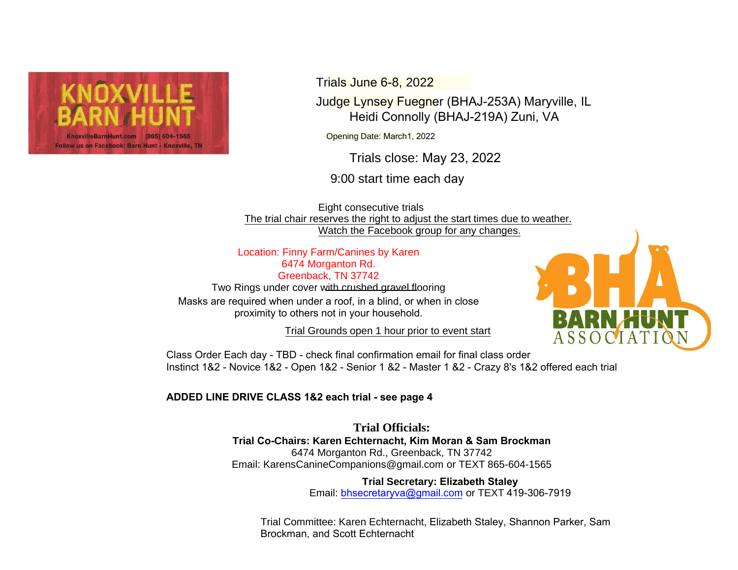Trials June 6-8, 2022

Judge Lynsey Fuegner (BHAJ-253A) Maryville, IL
Heidi Connolly (BHAJ-219A) Zuni, VA

Opening Date: March1, 2022

Trials close: May 23, 2022

9:00 start time each day

Eight consecutive trials

The trial chair reserves the right to adjust the start times due to weather.

Watch the Facebook group for any changes.

Location: Finny Farm/Canines by Karen
6474 Morganton Rd.
Greenback, TN 37742

Two Rings under cover with crushed gravel flooring

Masks are required when under a roof, in a blind, or when in close proximity to others not in your household.

Trial Grounds open 1 hour prior to event start

Class Order Each day - TBD - check final confirmation email for final class order

Instinct 1&2 - Novice 1&2 - Open 1&2 - Senior 1 &2 - Master 1 &2 - Crazy 8's 1&2 offered each trial

**ADDED LINE DRIVE CLASS 1&2 each trial - see page 4**

## Trial Officials:

**Trial Co-Chairs: Karen Echternacht, Kim Moran & Sam Brockman**
6474 Morganton Rd., Greenback, TN 37742
Email: KarensCanineCompanions@gmail.com or TEXT 865-604-1565

**Trial Secretary: Elizabeth Staley**
Email: bhsecretaryva@gmail.com or TEXT 419-306-7919

Trial Committee: Karen Echternacht, Elizabeth Staley, Shannon Parker, Sam Brockman, and Scott Echternacht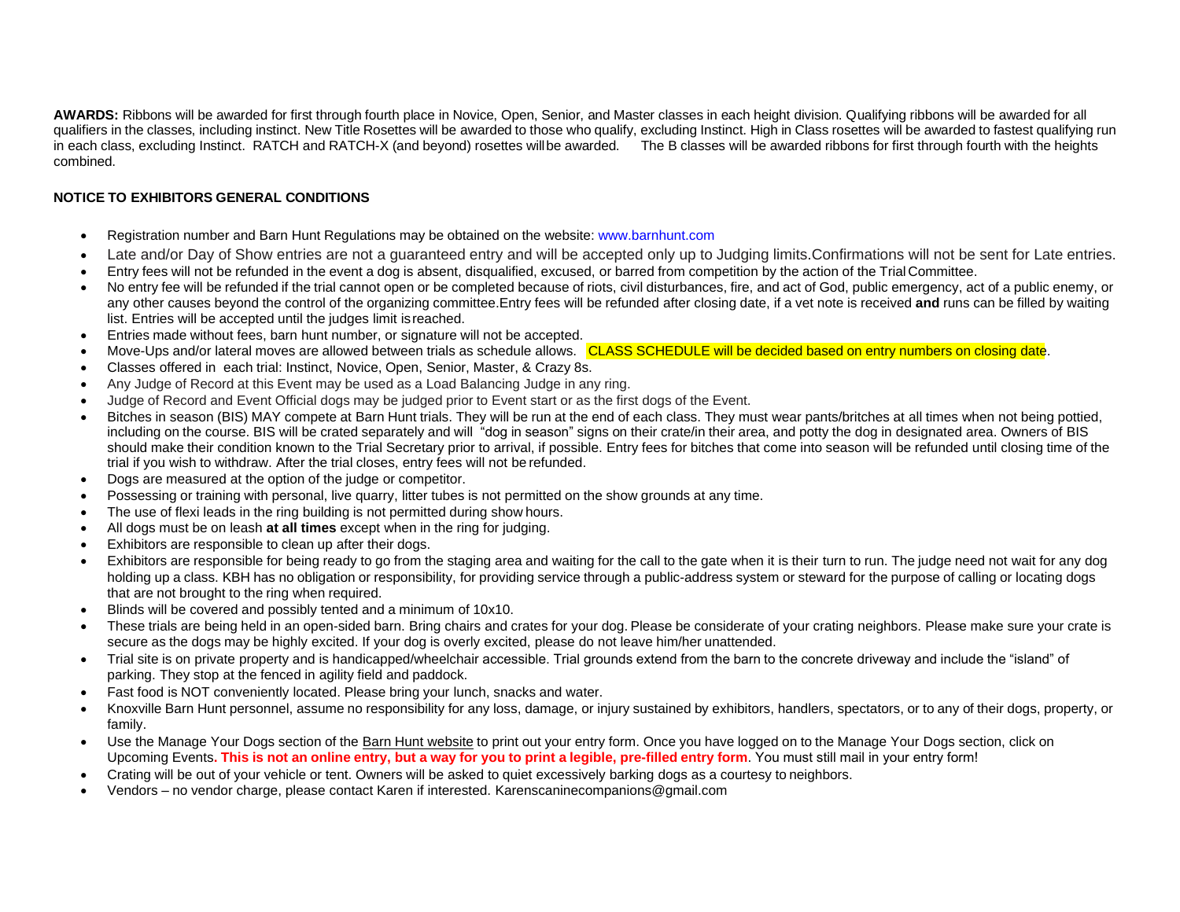**AWARDS:** Ribbons will be awarded for first through fourth place in Novice, Open, Senior, and Master classes in each height division. Qualifying ribbons will be awarded for all qualifiers in the classes, including instinct. New Title Rosettes will be awarded to those who qualify, excluding Instinct. High in Class rosettes will be awarded to fastest qualifying run in each class, excluding Instinct. RATCH and RATCH-X (and beyond) rosettes will be awarded. The B classes will be awarded ribbons for first through fourth with the heights combined.

**NOTICE TO EXHIBITORS GENERAL CONDITIONS**

- Registration number and Barn Hunt Regulations may be obtained on the website: www.barnhunt.com
- Late and/or Day of Show entries are not a guaranteed entry and will be accepted only up to Judging limits.Confirmations will not be sent for Late entries.
- Entry fees will not be refunded in the event a dog is absent, disqualified, excused, or barred from competition by the action of the Trial Committee.
- No entry fee will be refunded if the trial cannot open or be completed because of riots, civil disturbances, fire, and act of God, public emergency, act of a public enemy, or any other causes beyond the control of the organizing committee.Entry fees will be refunded after closing date, if a vet note is received **and** runs can be filled by waiting list. Entries will be accepted until the judges limit is reached.
- Entries made without fees, barn hunt number, or signature will not be accepted.
- Move-Ups and/or lateral moves are allowed between trials as schedule allows. CLASS SCHEDULE will be decided based on entry numbers on closing date.
- Classes offered in each trial: Instinct, Novice, Open, Senior, Master, & Crazy 8s.
- Any Judge of Record at this Event may be used as a Load Balancing Judge in any ring.
- Judge of Record and Event Official dogs may be judged prior to Event start or as the first dogs of the Event.
- Bitches in season (BIS) MAY compete at Barn Hunt trials. They will be run at the end of each class. They must wear pants/britches at all times when not being pottied, including on the course. BIS will be crated separately and will "dog in season" signs on their crate/in their area, and potty the dog in designated area. Owners of BIS should make their condition known to the Trial Secretary prior to arrival, if possible. Entry fees for bitches that come into season will be refunded until closing time of the trial if you wish to withdraw. After the trial closes, entry fees will not be refunded.
- Dogs are measured at the option of the judge or competitor.
- Possessing or training with personal, live quarry, litter tubes is not permitted on the show grounds at any time.
- The use of flexi leads in the ring building is not permitted during show hours.
- All dogs must be on leash **at all times** except when in the ring for judging.
- Exhibitors are responsible to clean up after their dogs.
- Exhibitors are responsible for being ready to go from the staging area and waiting for the call to the gate when it is their turn to run. The judge need not wait for any dog holding up a class. KBH has no obligation or responsibility, for providing service through a public-address system or steward for the purpose of calling or locating dogs that are not brought to the ring when required.
- Blinds will be covered and possibly tented and a minimum of 10x10.
- These trials are being held in an open-sided barn. Bring chairs and crates for your dog. Please be considerate of your crating neighbors. Please make sure your crate is secure as the dogs may be highly excited. If your dog is overly excited, please do not leave him/her unattended.
- Trial site is on private property and is handicapped/wheelchair accessible. Trial grounds extend from the barn to the concrete driveway and include the "island" of parking. They stop at the fenced in agility field and paddock.
- Fast food is NOT conveniently located. Please bring your lunch, snacks and water.
- Knoxville Barn Hunt personnel, assume no responsibility for any loss, damage, or injury sustained by exhibitors, handlers, spectators, or to any of their dogs, property, or family.
- Use the Manage Your Dogs section of the Barn Hunt website to print out your entry form. Once you have logged on to the Manage Your Dogs section, click on Upcoming Events**. This is not an online entry, but a way for you to print a legible, pre-filled entry form**. You must still mail in your entry form!
- Crating will be out of your vehicle or tent. Owners will be asked to quiet excessively barking dogs as a courtesy to neighbors.
- Vendors – no vendor charge, please contact Karen if interested. Karenscaninecompanions@gmail.com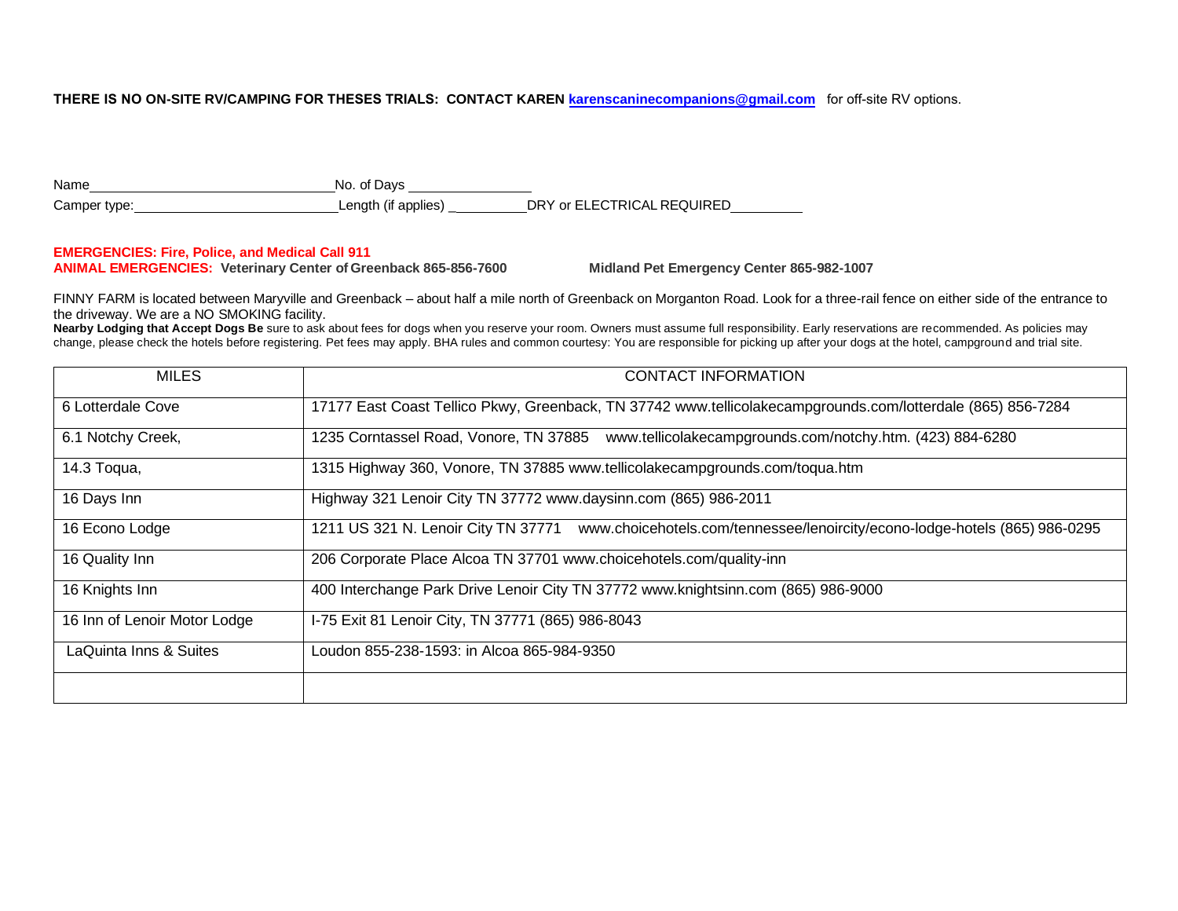**THERE IS NO ON-SITE RV/CAMPING FOR THESES TRIALS: CONTACT KAREN [karenscaninecompanions@gmail.com](mailto:karenscaninecompanions@gmail.com)** for off-site RV options.

Name________________________________No. of Days ________________

Camper type:___________________________Length (if applies) __________DRY or ELECTRICAL REQUIRED_________

**EMERGENCIES: Fire, Police, and Medical Call 911**

**ANIMAL EMERGENCIES: Veterinary Center of Greenback 865-856-7600** **Midland Pet Emergency Center 865-982-1007**

FINNY FARM is located between Maryville and Greenback – about half a mile north of Greenback on Morganton Road. Look for a three-rail fence on either side of the entrance to the driveway. We are a NO SMOKING facility.

**Nearby Lodging that Accept Dogs Be** sure to ask about fees for dogs when you reserve your room. Owners must assume full responsibility. Early reservations are recommended. As policies may change, please check the hotels before registering. Pet fees may apply. BHA rules and common courtesy: You are responsible for picking up after your dogs at the hotel, campground and trial site.

| MILES | CONTACT INFORMATION |
|---|---|
| 6 Lotterdale Cove | 17177 East Coast Tellico Pkwy, Greenback, TN 37742 www.tellicolakecampgrounds.com/lotterdale (865) 856-7284 |
| 6.1 Notchy Creek, | 1235 Corntassel Road, Vonore, TN 37885 www.tellicolakecampgrounds.com/notchy.htm. (423) 884-6280 |
| 14.3 Toqua, | 1315 Highway 360, Vonore, TN 37885 www.tellicolakecampgrounds.com/toqua.htm |
| 16 Days Inn | Highway 321 Lenoir City TN 37772 www.daysinn.com (865) 986-2011 |
| 16 Econo Lodge | 1211 US 321 N. Lenoir City TN 37771 www.choicehotels.com/tennessee/lenoircity/econo-lodge-hotels (865) 986-0295 |
| 16 Quality Inn | 206 Corporate Place Alcoa TN 37701 www.choicehotels.com/quality-inn |
| 16 Knights Inn | 400 Interchange Park Drive Lenoir City TN 37772 www.knightsinn.com (865) 986-9000 |
| 16 Inn of Lenoir Motor Lodge | I-75 Exit 81 Lenoir City, TN 37771 (865) 986-8043 |
| LaQuinta Inns & Suites | Loudon 855-238-1593: in Alcoa 865-984-9350 |
| | |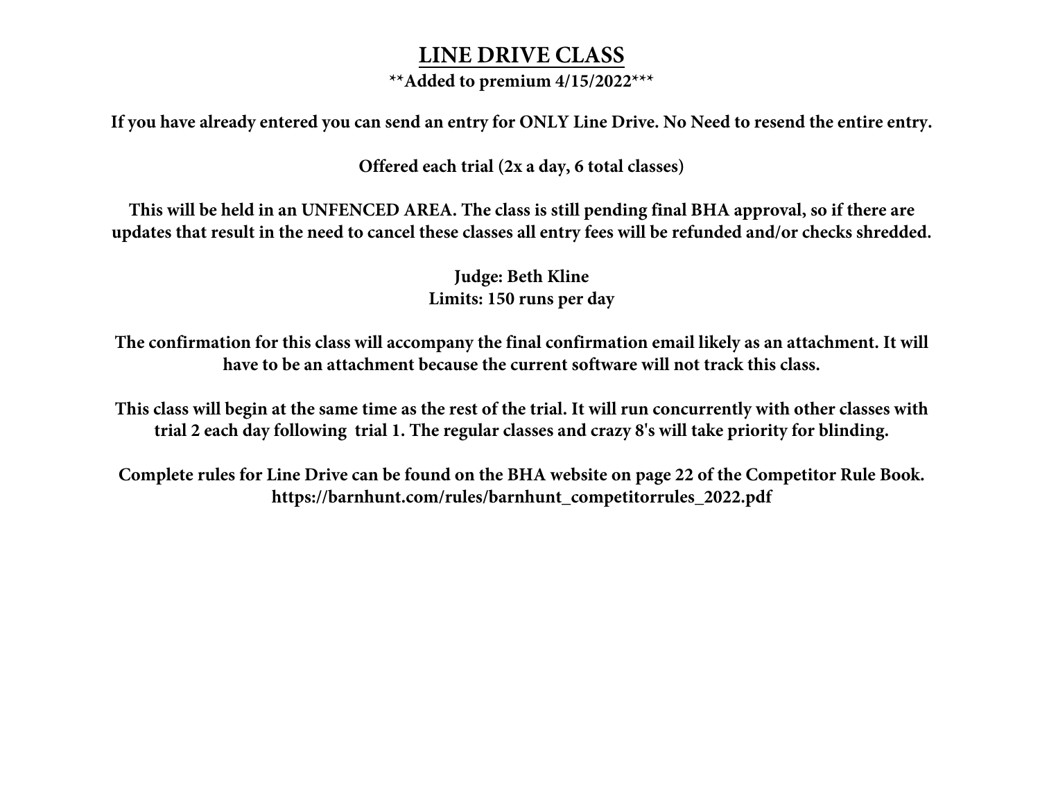# <u>LINE DRIVE CLASS</u>

**\*\*Added to premium 4/15/2022\*\*\***

**If you have already entered you can send an entry for ONLY Line Drive. No Need to resend the entire entry.**

**Offered each trial (2x a day, 6 total classes)**

**This will be held in an UNFENCED AREA. The class is still pending final BHA approval, so if there are updates that result in the need to cancel these classes all entry fees will be refunded and/or checks shredded.**

**Judge: Beth Kline**
**Limits: 150 runs per day**

**The confirmation for this class will accompany the final confirmation email likely as an attachment. It will have to be an attachment because the current software will not track this class.**

**This class will begin at the same time as the rest of the trial. It will run concurrently with other classes with trial 2 each day following trial 1. The regular classes and crazy 8's will take priority for blinding.**

**Complete rules for Line Drive can be found on the BHA website on page 22 of the Competitor Rule Book.**
**https://barnhunt.com/rules/barnhunt_competitorrules_2022.pdf**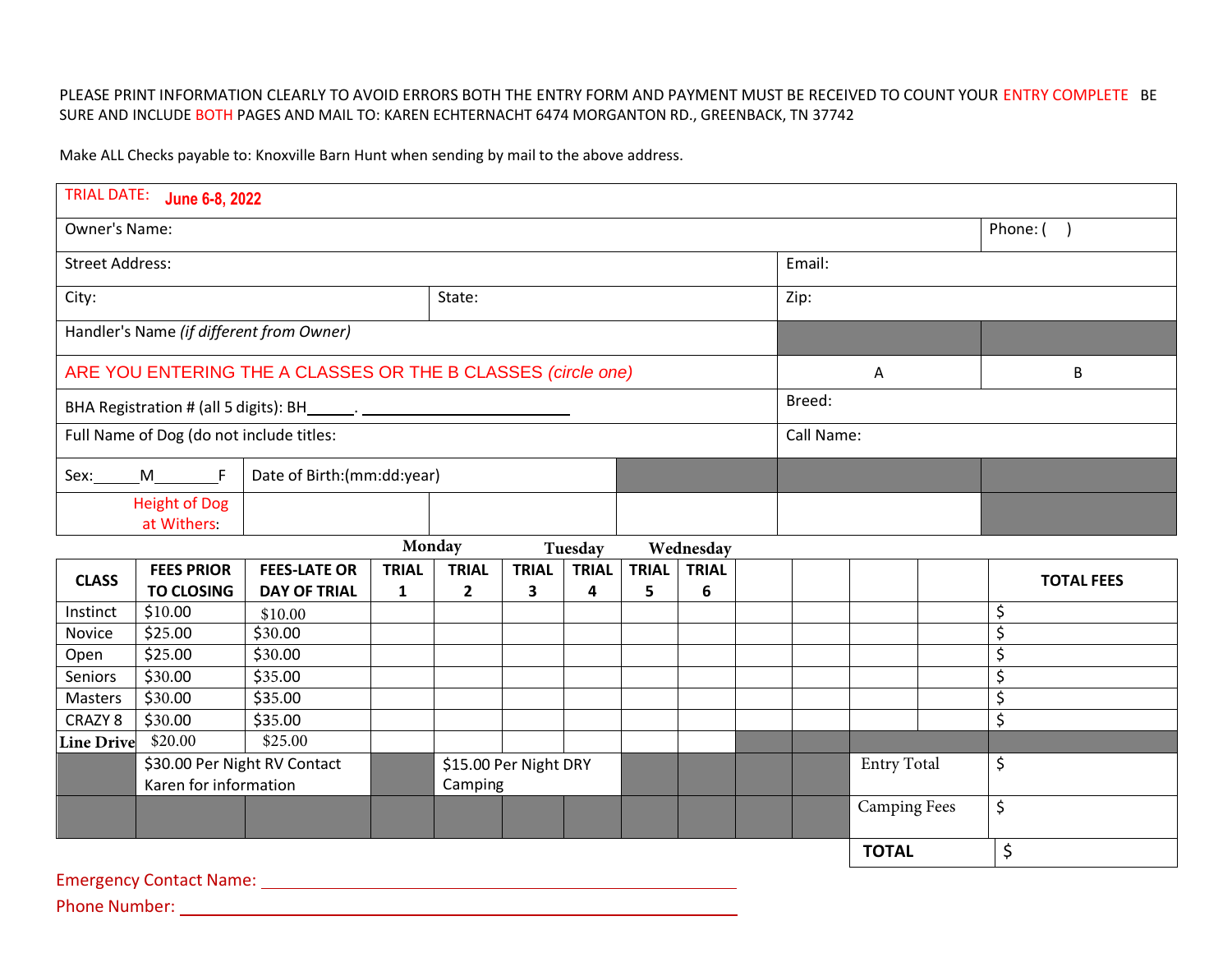PLEASE PRINT INFORMATION CLEARLY TO AVOID ERRORS BOTH THE ENTRY FORM AND PAYMENT MUST BE RECEIVED TO COUNT YOUR ENTRY COMPLETE BE SURE AND INCLUDE BOTH PAGES AND MAIL TO: KAREN ECHTERNACHT 6474 MORGANTON RD., GREENBACK, TN 37742

Make ALL Checks payable to: Knoxville Barn Hunt when sending by mail to the above address.

| TRIAL DATE: **June 6-8, 2022** | | | | | |
|---|---|---|---|---|---|
| Owner's Name: | | | | | Phone: ( ) |
| Street Address: | | | | Email: | |
| City: | State: | | | Zip: | |
| Handler's Name *(if different from Owner)* | | | | | |
| ARE YOU ENTERING THE A CLASSES OR THE B CLASSES *(circle one)* | | | | A | B |
| BHA Registration # (all 5 digits): BH_____. ________________ | | | | Breed: | |
| Full Name of Dog (do not include titles: | | | | Call Name: | |
| Sex:_____M_______F | Date of Birth:(mm:dd:year) | | | | |
| Height of Dog at Withers: | | | | | |

| CLASS | FEES PRIOR TO CLOSING | FEES-LATE OR DAY OF TRIAL | Monday TRIAL 1 | Monday TRIAL 2 | Tuesday TRIAL 3 | Tuesday TRIAL 4 | Wednesday TRIAL 5 | Wednesday TRIAL 6 | | | | | TOTAL FEES |
|---|---|---|---|---|---|---|---|---|---|---|---|---|---|
| Instinct | $10.00 | $10.00 | | | | | | | | | | | $ |
| Novice | $25.00 | $30.00 | | | | | | | | | | | $ |
| Open | $25.00 | $30.00 | | | | | | | | | | | $ |
| Seniors | $30.00 | $35.00 | | | | | | | | | | | $ |
| Masters | $30.00 | $35.00 | | | | | | | | | | | $ |
| CRAZY 8 | $30.00 | $35.00 | | | | | | | | | | | $ |
| **Line Drive** | $20.00 | $25.00 | | | | | | | | | | | |
| | $30.00 Per Night RV Contact Karen for information | | | $15.00 Per Night DRY Camping | | | | | | | Entry Total | | $ |
| | | | | | | | | | | | Camping Fees | | $ |
| | | | | | | | | | | | **TOTAL** | | $ |

Emergency Contact Name: ______________________________

Phone Number: ______________________________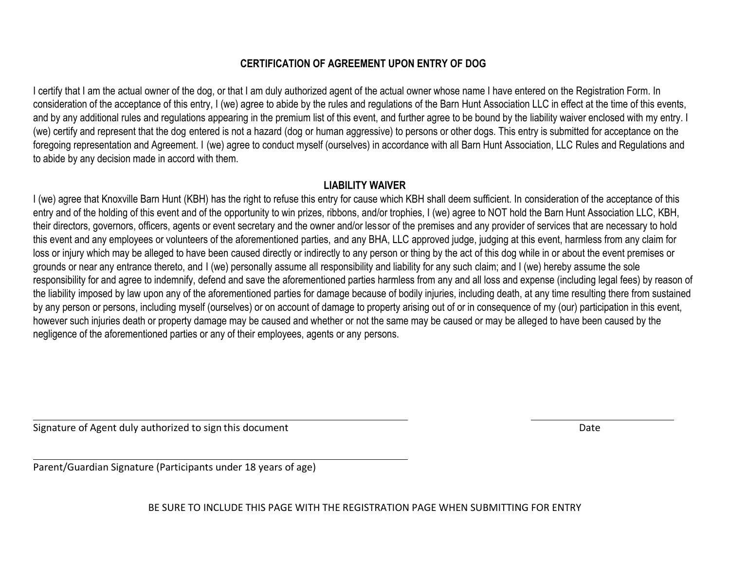## CERTIFICATION OF AGREEMENT UPON ENTRY OF DOG

I certify that I am the actual owner of the dog, or that I am duly authorized agent of the actual owner whose name I have entered on the Registration Form. In consideration of the acceptance of this entry, I (we) agree to abide by the rules and regulations of the Barn Hunt Association LLC in effect at the time of this events, and by any additional rules and regulations appearing in the premium list of this event, and further agree to be bound by the liability waiver enclosed with my entry. I (we) certify and represent that the dog entered is not a hazard (dog or human aggressive) to persons or other dogs. This entry is submitted for acceptance on the foregoing representation and Agreement. I (we) agree to conduct myself (ourselves) in accordance with all Barn Hunt Association, LLC Rules and Regulations and to abide by any decision made in accord with them.

## LIABILITY WAIVER

I (we) agree that Knoxville Barn Hunt (KBH) has the right to refuse this entry for cause which KBH shall deem sufficient. In consideration of the acceptance of this entry and of the holding of this event and of the opportunity to win prizes, ribbons, and/or trophies, I (we) agree to NOT hold the Barn Hunt Association LLC, KBH, their directors, governors, officers, agents or event secretary and the owner and/or lessor of the premises and any provider of services that are necessary to hold this event and any employees or volunteers of the aforementioned parties, and any BHA, LLC approved judge, judging at this event, harmless from any claim for loss or injury which may be alleged to have been caused directly or indirectly to any person or thing by the act of this dog while in or about the event premises or grounds or near any entrance thereto, and I (we) personally assume all responsibility and liability for any such claim; and I (we) hereby assume the sole responsibility for and agree to indemnify, defend and save the aforementioned parties harmless from any and all loss and expense (including legal fees) by reason of the liability imposed by law upon any of the aforementioned parties for damage because of bodily injuries, including death, at any time resulting there from sustained by any person or persons, including myself (ourselves) or on account of damage to property arising out of or in consequence of my (our) participation in this event, however such injuries death or property damage may be caused and whether or not the same may be caused or may be alleged to have been caused by the negligence of the aforementioned parties or any of their employees, agents or any persons.

______________________________________________ ____________________

Signature of Agent duly authorized to sign this document Date

______________________________________________

Parent/Guardian Signature (Participants under 18 years of age)

BE SURE TO INCLUDE THIS PAGE WITH THE REGISTRATION PAGE WHEN SUBMITTING FOR ENTRY